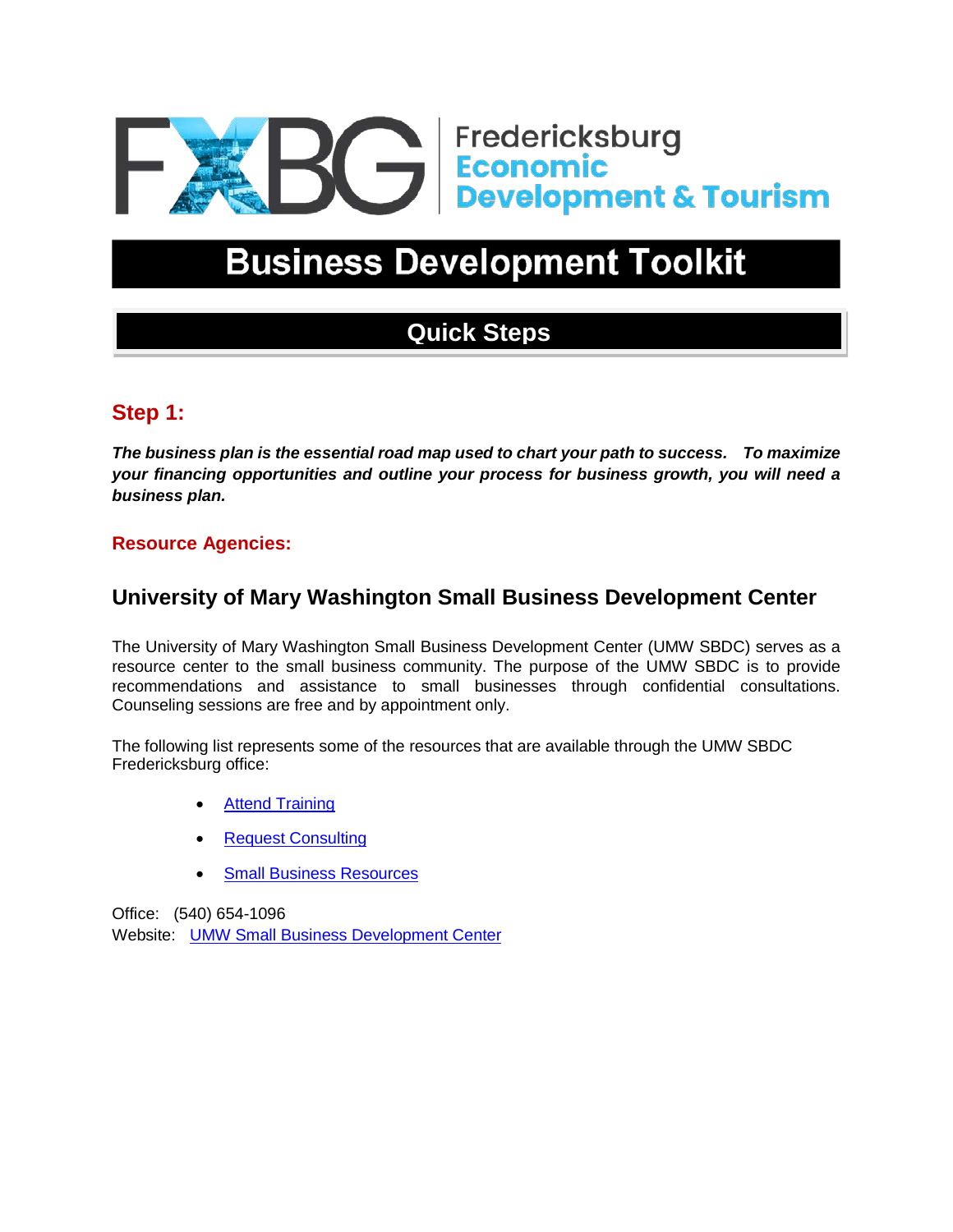FXBG Fredericksburg Economic Development & Tourism

# Business Development Toolkit

## Quick Steps

### Step 1:

***The business plan is the essential road map used to chart your path to success. To maximize your financing opportunities and outline your process for business growth, you will need a business plan.***

**Resource Agencies:**

### University of Mary Washington Small Business Development Center

The University of Mary Washington Small Business Development Center (UMW SBDC) serves as a resource center to the small business community. The purpose of the UMW SBDC is to provide recommendations and assistance to small businesses through confidential consultations. Counseling sessions are free and by appointment only.

The following list represents some of the resources that are available through the UMW SBDC Fredericksburg office:

- Attend Training
- Request Consulting
- Small Business Resources

Office: (540) 654-1096
Website: UMW Small Business Development Center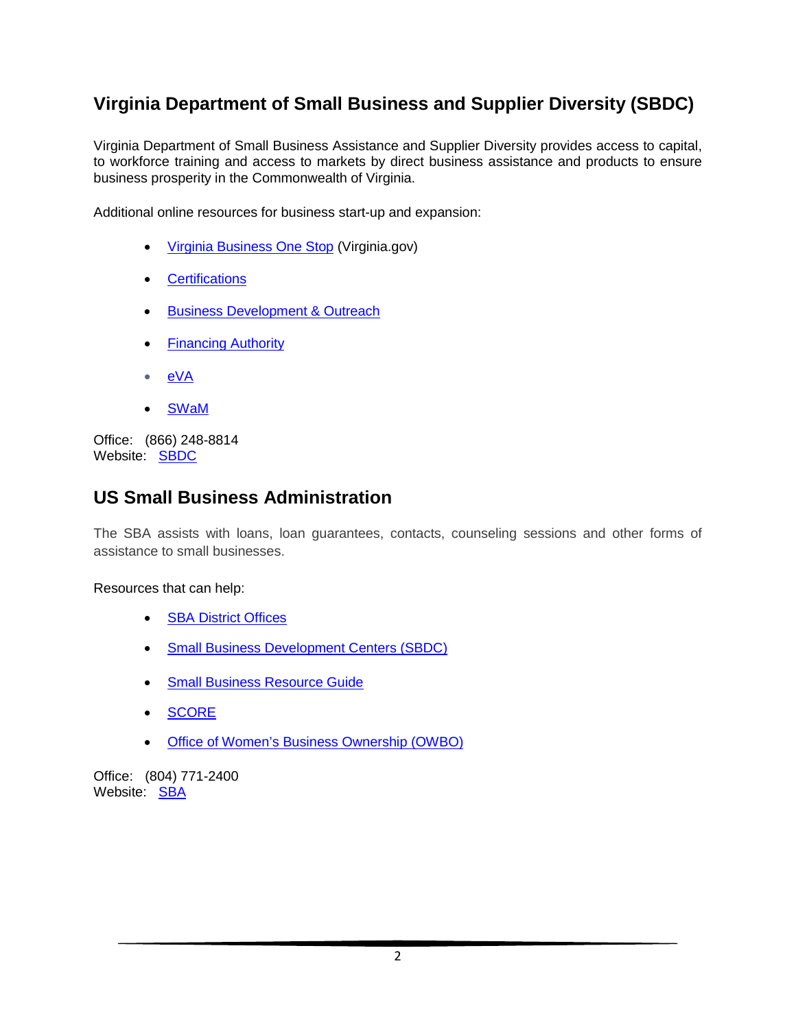## Virginia Department of Small Business and Supplier Diversity (SBDC)

Virginia Department of Small Business Assistance and Supplier Diversity provides access to capital, to workforce training and access to markets by direct business assistance and products to ensure business prosperity in the Commonwealth of Virginia.

Additional online resources for business start-up and expansion:

- Virginia Business One Stop (Virginia.gov)
- Certifications
- Business Development & Outreach
- Financing Authority
- eVA
- SWaM

Office: (866) 248-8814
Website: SBDC

## US Small Business Administration

The SBA assists with loans, loan guarantees, contacts, counseling sessions and other forms of assistance to small businesses.

Resources that can help:

- SBA District Offices
- Small Business Development Centers (SBDC)
- Small Business Resource Guide
- SCORE
- Office of Women's Business Ownership (OWBO)

Office: (804) 771-2400
Website: SBA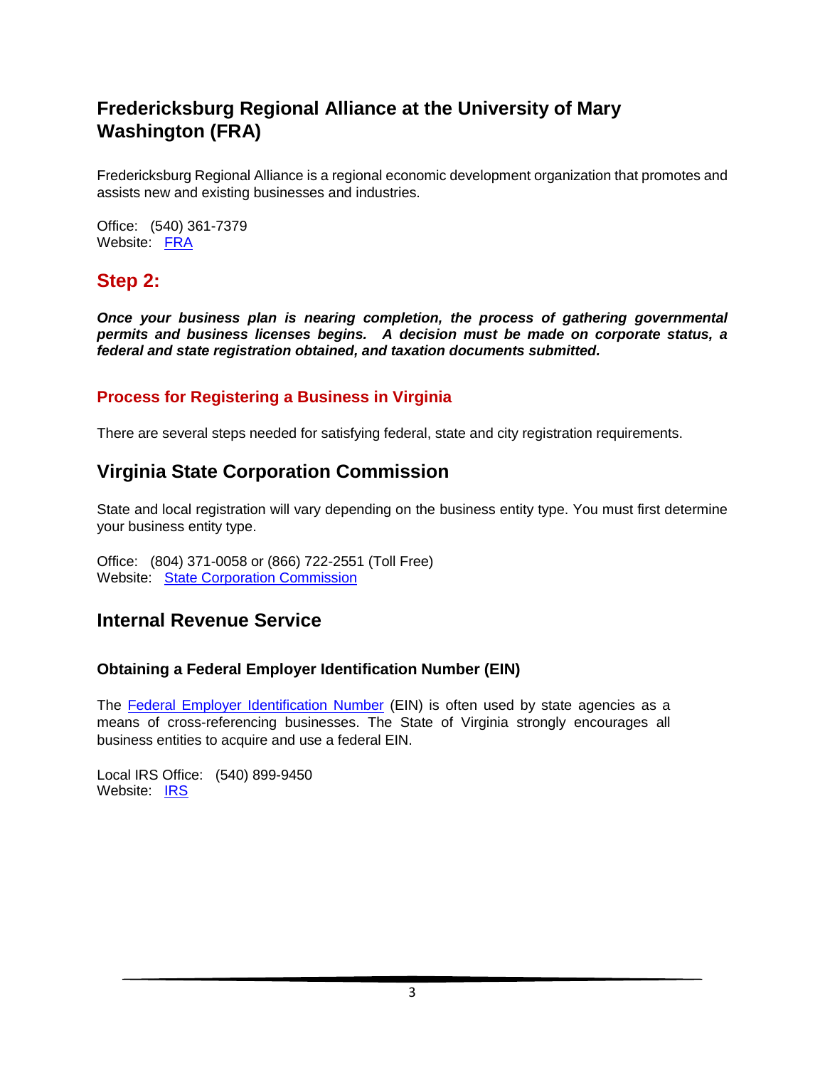## Fredericksburg Regional Alliance at the University of Mary Washington (FRA)

Fredericksburg Regional Alliance is a regional economic development organization that promotes and assists new and existing businesses and industries.

Office: (540) 361-7379
Website: FRA

## Step 2:

***Once your business plan is nearing completion, the process of gathering governmental permits and business licenses begins. A decision must be made on corporate status, a federal and state registration obtained, and taxation documents submitted.***

### Process for Registering a Business in Virginia

There are several steps needed for satisfying federal, state and city registration requirements.

## Virginia State Corporation Commission

State and local registration will vary depending on the business entity type. You must first determine your business entity type.

Office: (804) 371-0058 or (866) 722-2551 (Toll Free)
Website: State Corporation Commission

## Internal Revenue Service

### Obtaining a Federal Employer Identification Number (EIN)

The Federal Employer Identification Number (EIN) is often used by state agencies as a means of cross-referencing businesses. The State of Virginia strongly encourages all business entities to acquire and use a federal EIN.

Local IRS Office: (540) 899-9450
Website: IRS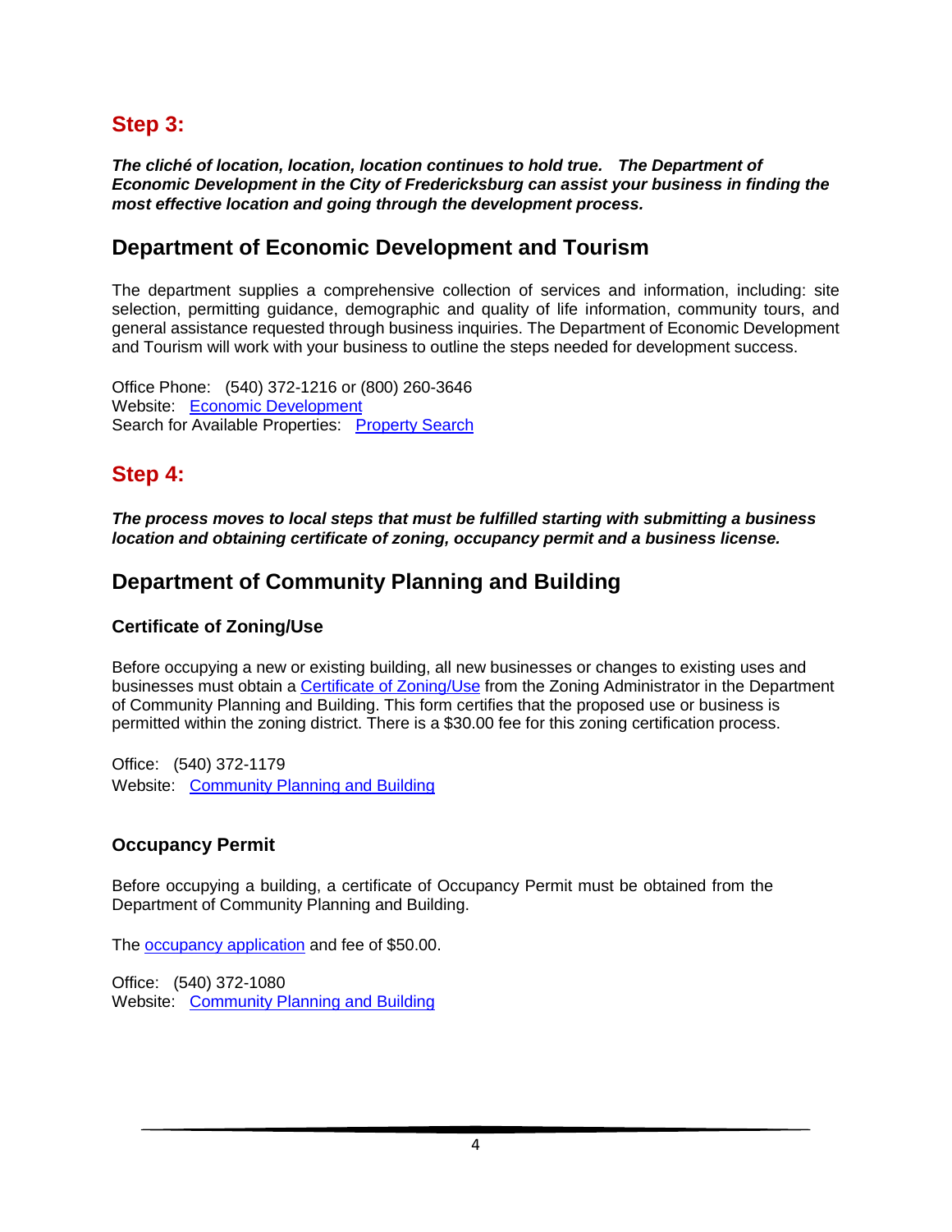## Step 3:

***The cliché of location, location, location continues to hold true. The Department of Economic Development in the City of Fredericksburg can assist your business in finding the most effective location and going through the development process.***

## Department of Economic Development and Tourism

The department supplies a comprehensive collection of services and information, including: site selection, permitting guidance, demographic and quality of life information, community tours, and general assistance requested through business inquiries. The Department of Economic Development and Tourism will work with your business to outline the steps needed for development success.

Office Phone: (540) 372-1216 or (800) 260-3646
Website: Economic Development
Search for Available Properties: Property Search

## Step 4:

***The process moves to local steps that must be fulfilled starting with submitting a business location and obtaining certificate of zoning, occupancy permit and a business license.***

## Department of Community Planning and Building

### Certificate of Zoning/Use

Before occupying a new or existing building, all new businesses or changes to existing uses and businesses must obtain a Certificate of Zoning/Use from the Zoning Administrator in the Department of Community Planning and Building. This form certifies that the proposed use or business is permitted within the zoning district. There is a $30.00 fee for this zoning certification process.

Office: (540) 372-1179
Website: Community Planning and Building

### Occupancy Permit

Before occupying a building, a certificate of Occupancy Permit must be obtained from the Department of Community Planning and Building.

The occupancy application and fee of $50.00.

Office: (540) 372-1080
Website: Community Planning and Building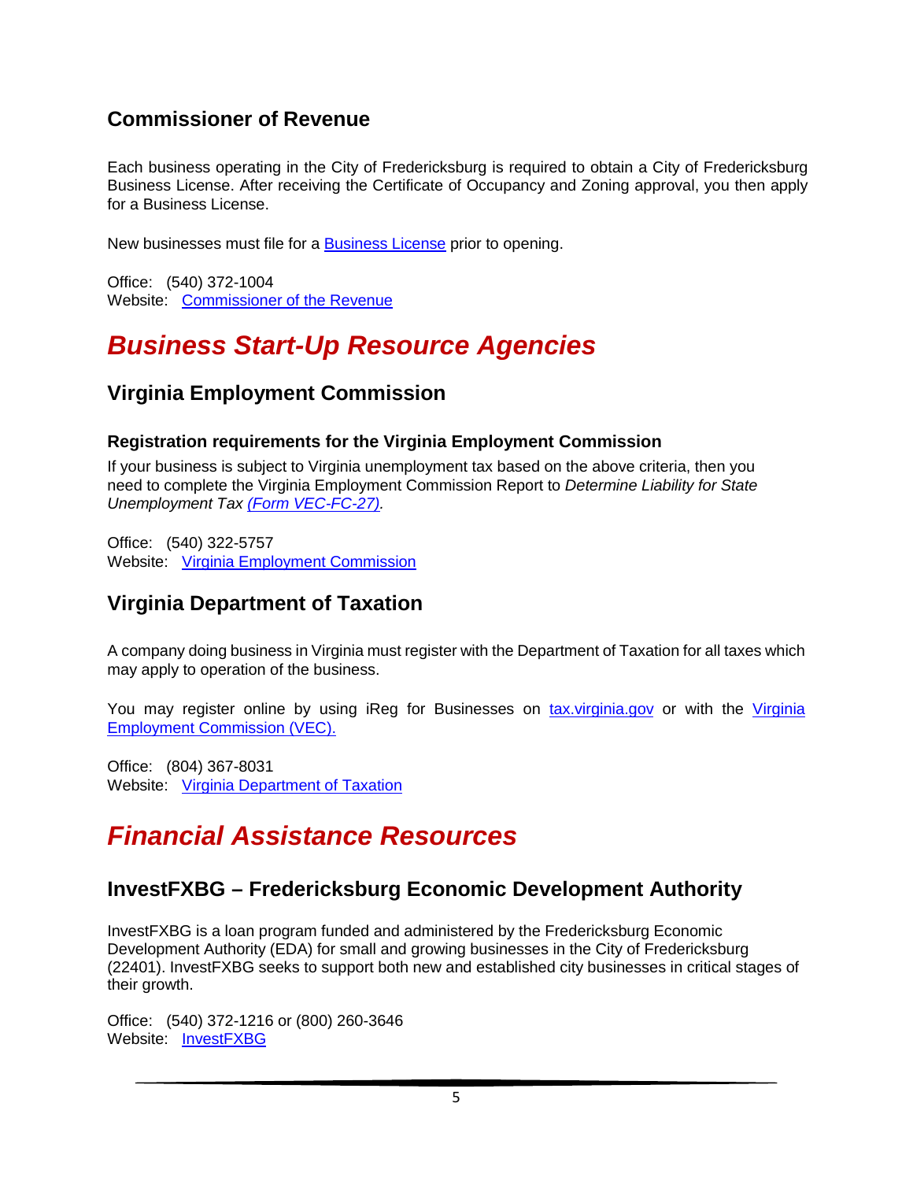## Commissioner of Revenue

Each business operating in the City of Fredericksburg is required to obtain a City of Fredericksburg Business License. After receiving the Certificate of Occupancy and Zoning approval, you then apply for a Business License.

New businesses must file for a Business License prior to opening.

Office: (540) 372-1004
Website: Commissioner of the Revenue

# *Business Start-Up Resource Agencies*

## Virginia Employment Commission

### Registration requirements for the Virginia Employment Commission

If your business is subject to Virginia unemployment tax based on the above criteria, then you need to complete the Virginia Employment Commission Report to *Determine Liability for State Unemployment Tax (Form VEC-FC-27).*

Office: (540) 322-5757
Website: Virginia Employment Commission

## Virginia Department of Taxation

A company doing business in Virginia must register with the Department of Taxation for all taxes which may apply to operation of the business.

You may register online by using iReg for Businesses on tax.virginia.gov or with the Virginia Employment Commission (VEC).

Office: (804) 367-8031
Website: Virginia Department of Taxation

# *Financial Assistance Resources*

## InvestFXBG – Fredericksburg Economic Development Authority

InvestFXBG is a loan program funded and administered by the Fredericksburg Economic Development Authority (EDA) for small and growing businesses in the City of Fredericksburg (22401). InvestFXBG seeks to support both new and established city businesses in critical stages of their growth.

Office: (540) 372-1216 or (800) 260-3646
Website: InvestFXBG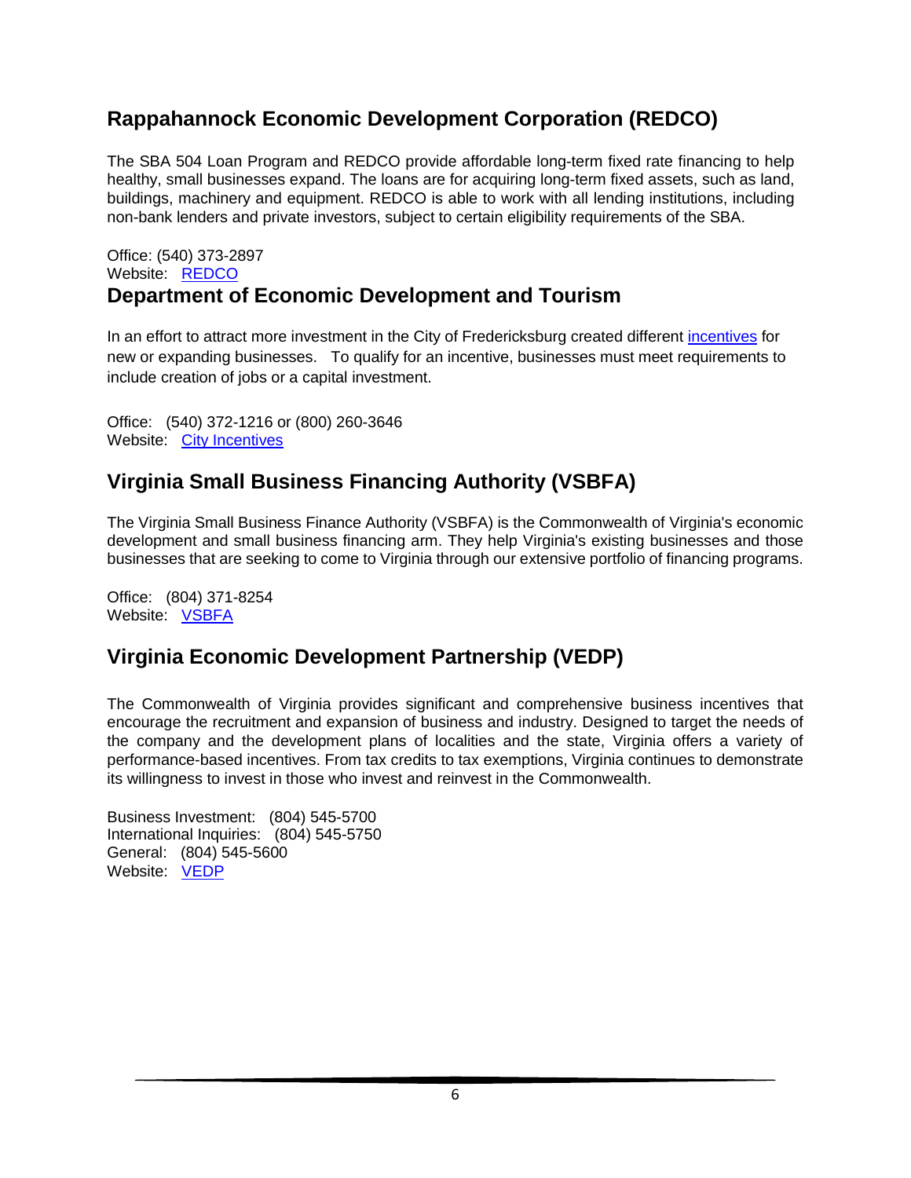## Rappahannock Economic Development Corporation (REDCO)

The SBA 504 Loan Program and REDCO provide affordable long-term fixed rate financing to help healthy, small businesses expand. The loans are for acquiring long-term fixed assets, such as land, buildings, machinery and equipment. REDCO is able to work with all lending institutions, including non-bank lenders and private investors, subject to certain eligibility requirements of the SBA.

Office: (540) 373-2897
Website: REDCO

## Department of Economic Development and Tourism

In an effort to attract more investment in the City of Fredericksburg created different incentives for new or expanding businesses. To qualify for an incentive, businesses must meet requirements to include creation of jobs or a capital investment.

Office: (540) 372-1216 or (800) 260-3646
Website: City Incentives

## Virginia Small Business Financing Authority (VSBFA)

The Virginia Small Business Finance Authority (VSBFA) is the Commonwealth of Virginia's economic development and small business financing arm. They help Virginia's existing businesses and those businesses that are seeking to come to Virginia through our extensive portfolio of financing programs.

Office: (804) 371-8254
Website: VSBFA

## Virginia Economic Development Partnership (VEDP)

The Commonwealth of Virginia provides significant and comprehensive business incentives that encourage the recruitment and expansion of business and industry. Designed to target the needs of the company and the development plans of localities and the state, Virginia offers a variety of performance-based incentives. From tax credits to tax exemptions, Virginia continues to demonstrate its willingness to invest in those who invest and reinvest in the Commonwealth.

Business Investment: (804) 545-5700
International Inquiries: (804) 545-5750
General: (804) 545-5600
Website: VEDP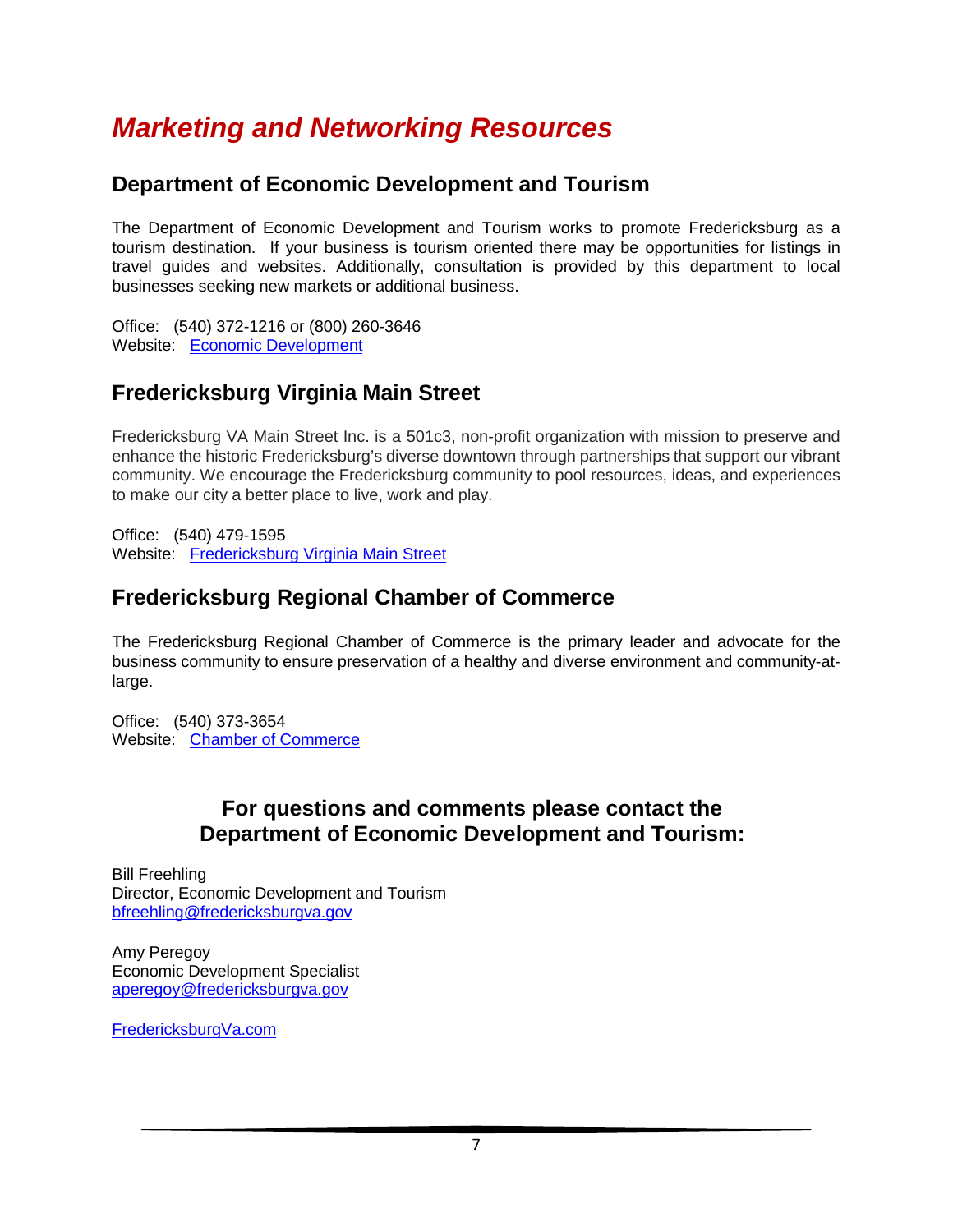# *Marketing and Networking Resources*

## Department of Economic Development and Tourism

The Department of Economic Development and Tourism works to promote Fredericksburg as a tourism destination. If your business is tourism oriented there may be opportunities for listings in travel guides and websites. Additionally, consultation is provided by this department to local businesses seeking new markets or additional business.

Office: (540) 372-1216 or (800) 260-3646
Website: Economic Development

## Fredericksburg Virginia Main Street

Fredericksburg VA Main Street Inc. is a 501c3, non-profit organization with mission to preserve and enhance the historic Fredericksburg's diverse downtown through partnerships that support our vibrant community. We encourage the Fredericksburg community to pool resources, ideas, and experiences to make our city a better place to live, work and play.

Office: (540) 479-1595
Website: Fredericksburg Virginia Main Street

## Fredericksburg Regional Chamber of Commerce

The Fredericksburg Regional Chamber of Commerce is the primary leader and advocate for the business community to ensure preservation of a healthy and diverse environment and community-at-large.

Office: (540) 373-3654
Website: Chamber of Commerce

### For questions and comments please contact the Department of Economic Development and Tourism:

Bill Freehling
Director, Economic Development and Tourism
bfreehling@fredericksburgva.gov

Amy Peregoy
Economic Development Specialist
aperegoy@fredericksburgva.gov

FredericksburgVa.com